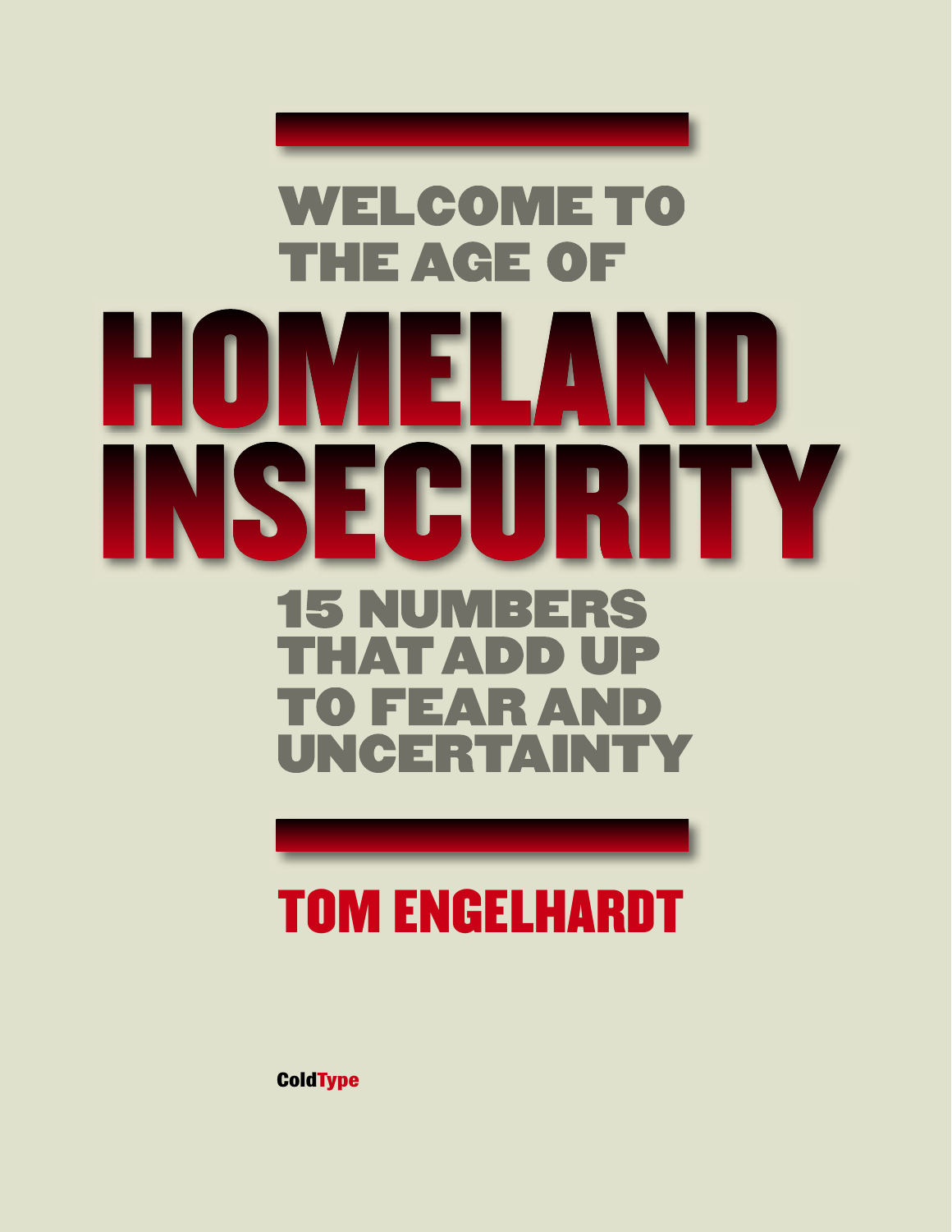# WELCOME TO THE AGE OF HOMELAND INSECURITY

## 15 NUMBERS THAT ADD UP TO FEAR AND UNCERTAINTY

**TOM ENGELHARDT**

ColdType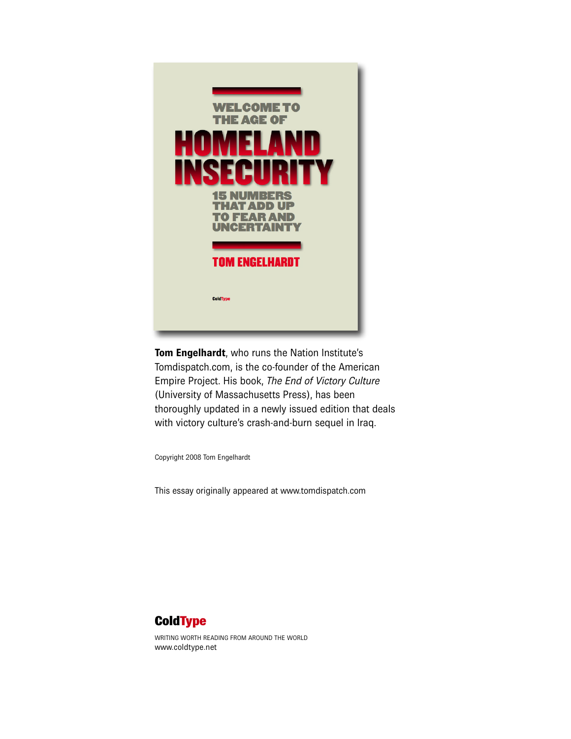# WELCOME TO THE AGE OF HOMELAND INSECURITY

## 15 NUMBERS THAT ADD UP TO FEAR AND UNCERTAINTY

**TOM ENGELHARDT**

ColdType

**Tom Engelhardt**, who runs the Nation Institute's Tomdispatch.com, is the co-founder of the American Empire Project. His book, *The End of Victory Culture* (University of Massachusetts Press), has been thoroughly updated in a newly issued edition that deals with victory culture's crash-and-burn sequel in Iraq.

Copyright 2008 Tom Engelhardt

This essay originally appeared at www.tomdispatch.com

**ColdType**

WRITING WORTH READING FROM AROUND THE WORLD
www.coldtype.net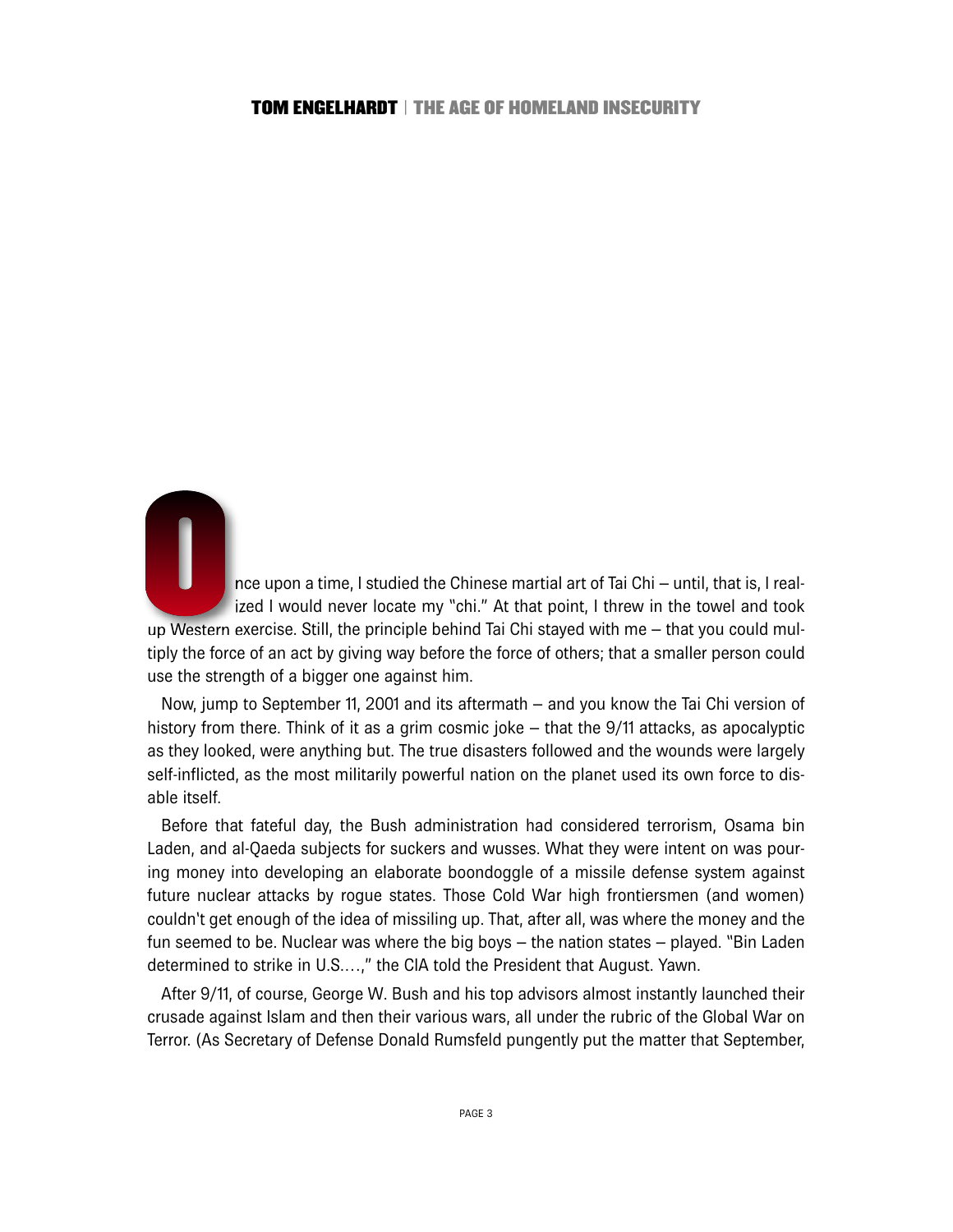Once upon a time, I studied the Chinese martial art of Tai Chi – until, that is, I realized I would never locate my "chi." At that point, I threw in the towel and took up Western exercise. Still, the principle behind Tai Chi stayed with me – that you could multiply the force of an act by giving way before the force of others; that a smaller person could use the strength of a bigger one against him.

Now, jump to September 11, 2001 and its aftermath – and you know the Tai Chi version of history from there. Think of it as a grim cosmic joke – that the 9/11 attacks, as apocalyptic as they looked, were anything but. The true disasters followed and the wounds were largely self-inflicted, as the most militarily powerful nation on the planet used its own force to disable itself.

Before that fateful day, the Bush administration had considered terrorism, Osama bin Laden, and al-Qaeda subjects for suckers and wusses. What they were intent on was pouring money into developing an elaborate boondoggle of a missile defense system against future nuclear attacks by rogue states. Those Cold War high frontiersmen (and women) couldn't get enough of the idea of missiling up. That, after all, was where the money and the fun seemed to be. Nuclear was where the big boys – the nation states – played. "Bin Laden determined to strike in U.S.…," the CIA told the President that August. Yawn.

After 9/11, of course, George W. Bush and his top advisors almost instantly launched their crusade against Islam and then their various wars, all under the rubric of the Global War on Terror. (As Secretary of Defense Donald Rumsfeld pungently put the matter that September,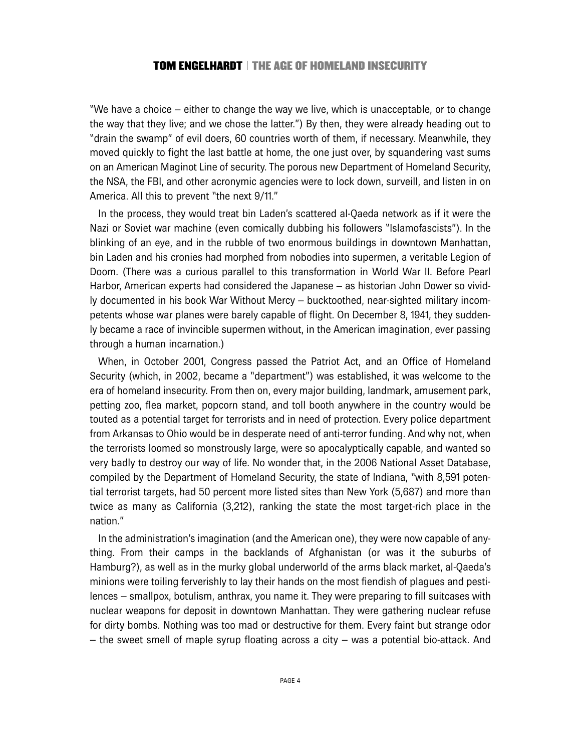"We have a choice – either to change the way we live, which is unacceptable, or to change the way that they live; and we chose the latter.") By then, they were already heading out to "drain the swamp" of evil doers, 60 countries worth of them, if necessary. Meanwhile, they moved quickly to fight the last battle at home, the one just over, by squandering vast sums on an American Maginot Line of security. The porous new Department of Homeland Security, the NSA, the FBI, and other acronymic agencies were to lock down, surveill, and listen in on America. All this to prevent "the next 9/11."

In the process, they would treat bin Laden's scattered al-Qaeda network as if it were the Nazi or Soviet war machine (even comically dubbing his followers "Islamofascists"). In the blinking of an eye, and in the rubble of two enormous buildings in downtown Manhattan, bin Laden and his cronies had morphed from nobodies into supermen, a veritable Legion of Doom. (There was a curious parallel to this transformation in World War II. Before Pearl Harbor, American experts had considered the Japanese – as historian John Dower so vividly documented in his book War Without Mercy – bucktoothed, near-sighted military incompetents whose war planes were barely capable of flight. On December 8, 1941, they suddenly became a race of invincible supermen without, in the American imagination, ever passing through a human incarnation.)

When, in October 2001, Congress passed the Patriot Act, and an Office of Homeland Security (which, in 2002, became a "department") was established, it was welcome to the era of homeland insecurity. From then on, every major building, landmark, amusement park, petting zoo, flea market, popcorn stand, and toll booth anywhere in the country would be touted as a potential target for terrorists and in need of protection. Every police department from Arkansas to Ohio would be in desperate need of anti-terror funding. And why not, when the terrorists loomed so monstrously large, were so apocalyptically capable, and wanted so very badly to destroy our way of life. No wonder that, in the 2006 National Asset Database, compiled by the Department of Homeland Security, the state of Indiana, "with 8,591 potential terrorist targets, had 50 percent more listed sites than New York (5,687) and more than twice as many as California (3,212), ranking the state the most target-rich place in the nation."

In the administration's imagination (and the American one), they were now capable of anything. From their camps in the backlands of Afghanistan (or was it the suburbs of Hamburg?), as well as in the murky global underworld of the arms black market, al-Qaeda's minions were toiling ferverishly to lay their hands on the most fiendish of plagues and pestilences – smallpox, botulism, anthrax, you name it. They were preparing to fill suitcases with nuclear weapons for deposit in downtown Manhattan. They were gathering nuclear refuse for dirty bombs. Nothing was too mad or destructive for them. Every faint but strange odor – the sweet smell of maple syrup floating across a city – was a potential bio-attack. And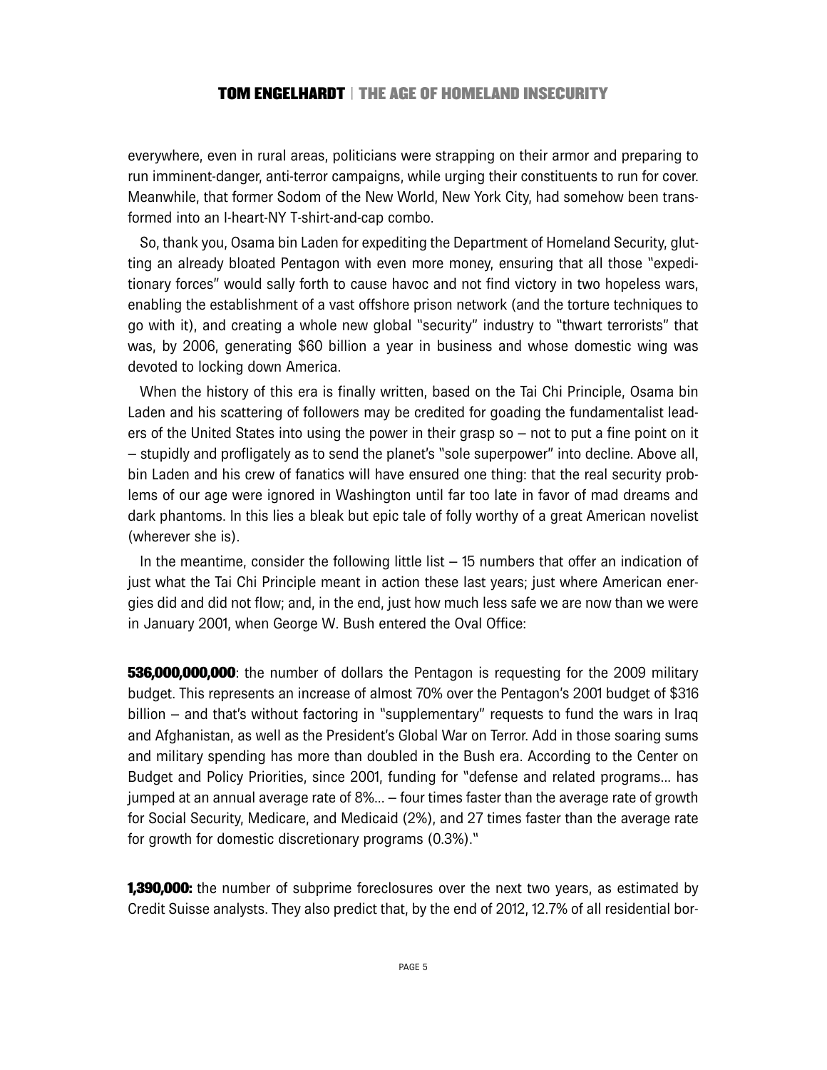everywhere, even in rural areas, politicians were strapping on their armor and preparing to run imminent-danger, anti-terror campaigns, while urging their constituents to run for cover. Meanwhile, that former Sodom of the New World, New York City, had somehow been transformed into an I-heart-NY T-shirt-and-cap combo.

So, thank you, Osama bin Laden for expediting the Department of Homeland Security, glutting an already bloated Pentagon with even more money, ensuring that all those "expeditionary forces" would sally forth to cause havoc and not find victory in two hopeless wars, enabling the establishment of a vast offshore prison network (and the torture techniques to go with it), and creating a whole new global "security" industry to "thwart terrorists" that was, by 2006, generating $60 billion a year in business and whose domestic wing was devoted to locking down America.

When the history of this era is finally written, based on the Tai Chi Principle, Osama bin Laden and his scattering of followers may be credited for goading the fundamentalist leaders of the United States into using the power in their grasp so – not to put a fine point on it – stupidly and profligately as to send the planet's "sole superpower" into decline. Above all, bin Laden and his crew of fanatics will have ensured one thing: that the real security problems of our age were ignored in Washington until far too late in favor of mad dreams and dark phantoms. In this lies a bleak but epic tale of folly worthy of a great American novelist (wherever she is).

In the meantime, consider the following little list – 15 numbers that offer an indication of just what the Tai Chi Principle meant in action these last years; just where American energies did and did not flow; and, in the end, just how much less safe we are now than we were in January 2001, when George W. Bush entered the Oval Office:

**536,000,000,000**: the number of dollars the Pentagon is requesting for the 2009 military budget. This represents an increase of almost 70% over the Pentagon's 2001 budget of $316 billion – and that's without factoring in "supplementary" requests to fund the wars in Iraq and Afghanistan, as well as the President's Global War on Terror. Add in those soaring sums and military spending has more than doubled in the Bush era. According to the Center on Budget and Policy Priorities, since 2001, funding for "defense and related programs... has jumped at an annual average rate of 8%... – four times faster than the average rate of growth for Social Security, Medicare, and Medicaid (2%), and 27 times faster than the average rate for growth for domestic discretionary programs (0.3%)."

**1,390,000:** the number of subprime foreclosures over the next two years, as estimated by Credit Suisse analysts. They also predict that, by the end of 2012, 12.7% of all residential bor-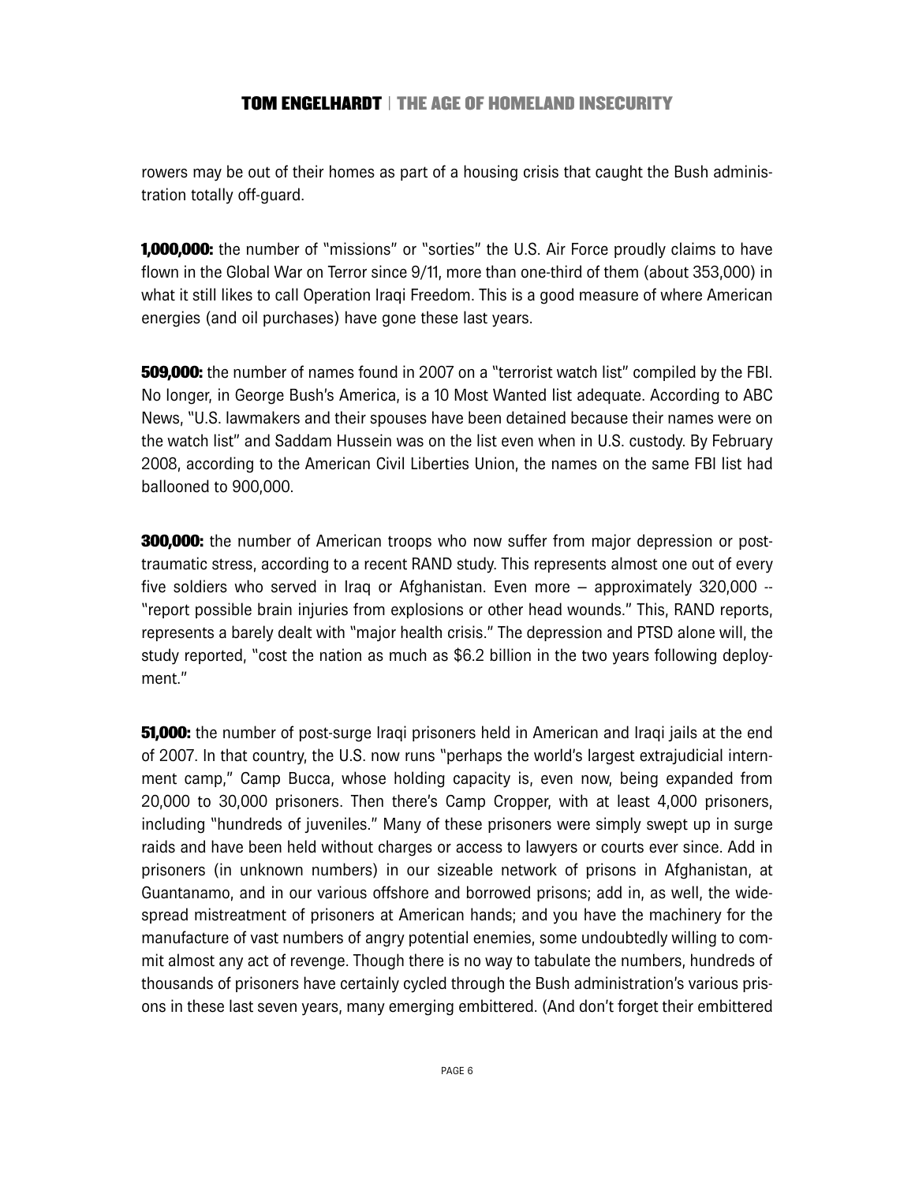rowers may be out of their homes as part of a housing crisis that caught the Bush administration totally off-guard.

**1,000,000:** the number of "missions" or "sorties" the U.S. Air Force proudly claims to have flown in the Global War on Terror since 9/11, more than one-third of them (about 353,000) in what it still likes to call Operation Iraqi Freedom. This is a good measure of where American energies (and oil purchases) have gone these last years.

**509,000:** the number of names found in 2007 on a "terrorist watch list" compiled by the FBI. No longer, in George Bush's America, is a 10 Most Wanted list adequate. According to ABC News, "U.S. lawmakers and their spouses have been detained because their names were on the watch list" and Saddam Hussein was on the list even when in U.S. custody. By February 2008, according to the American Civil Liberties Union, the names on the same FBI list had ballooned to 900,000.

**300,000:** the number of American troops who now suffer from major depression or post-traumatic stress, according to a recent RAND study. This represents almost one out of every five soldiers who served in Iraq or Afghanistan. Even more – approximately 320,000 -- "report possible brain injuries from explosions or other head wounds." This, RAND reports, represents a barely dealt with "major health crisis." The depression and PTSD alone will, the study reported, "cost the nation as much as $6.2 billion in the two years following deployment."

**51,000:** the number of post-surge Iraqi prisoners held in American and Iraqi jails at the end of 2007. In that country, the U.S. now runs "perhaps the world's largest extrajudicial internment camp," Camp Bucca, whose holding capacity is, even now, being expanded from 20,000 to 30,000 prisoners. Then there's Camp Cropper, with at least 4,000 prisoners, including "hundreds of juveniles." Many of these prisoners were simply swept up in surge raids and have been held without charges or access to lawyers or courts ever since. Add in prisoners (in unknown numbers) in our sizeable network of prisons in Afghanistan, at Guantanamo, and in our various offshore and borrowed prisons; add in, as well, the widespread mistreatment of prisoners at American hands; and you have the machinery for the manufacture of vast numbers of angry potential enemies, some undoubtedly willing to commit almost any act of revenge. Though there is no way to tabulate the numbers, hundreds of thousands of prisoners have certainly cycled through the Bush administration's various prisons in these last seven years, many emerging embittered. (And don't forget their embittered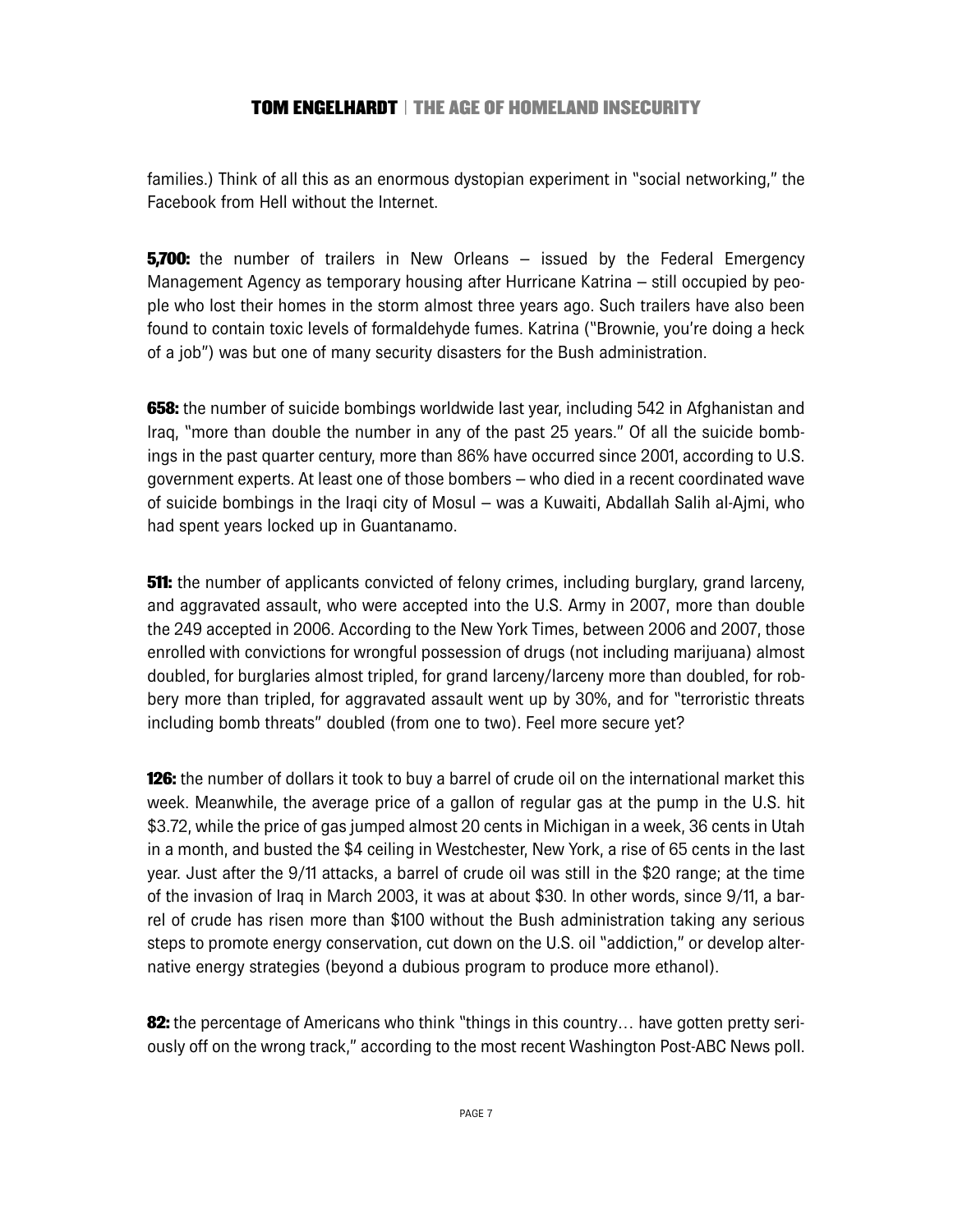families.) Think of all this as an enormous dystopian experiment in "social networking," the Facebook from Hell without the Internet.

**5,700:** the number of trailers in New Orleans – issued by the Federal Emergency Management Agency as temporary housing after Hurricane Katrina – still occupied by people who lost their homes in the storm almost three years ago. Such trailers have also been found to contain toxic levels of formaldehyde fumes. Katrina ("Brownie, you're doing a heck of a job") was but one of many security disasters for the Bush administration.

**658:** the number of suicide bombings worldwide last year, including 542 in Afghanistan and Iraq, "more than double the number in any of the past 25 years." Of all the suicide bombings in the past quarter century, more than 86% have occurred since 2001, according to U.S. government experts. At least one of those bombers – who died in a recent coordinated wave of suicide bombings in the Iraqi city of Mosul – was a Kuwaiti, Abdallah Salih al-Ajmi, who had spent years locked up in Guantanamo.

**511:** the number of applicants convicted of felony crimes, including burglary, grand larceny, and aggravated assault, who were accepted into the U.S. Army in 2007, more than double the 249 accepted in 2006. According to the New York Times, between 2006 and 2007, those enrolled with convictions for wrongful possession of drugs (not including marijuana) almost doubled, for burglaries almost tripled, for grand larceny/larceny more than doubled, for robbery more than tripled, for aggravated assault went up by 30%, and for "terroristic threats including bomb threats" doubled (from one to two). Feel more secure yet?

**126:** the number of dollars it took to buy a barrel of crude oil on the international market this week. Meanwhile, the average price of a gallon of regular gas at the pump in the U.S. hit $3.72, while the price of gas jumped almost 20 cents in Michigan in a week, 36 cents in Utah in a month, and busted the $4 ceiling in Westchester, New York, a rise of 65 cents in the last year. Just after the 9/11 attacks, a barrel of crude oil was still in the $20 range; at the time of the invasion of Iraq in March 2003, it was at about $30. In other words, since 9/11, a barrel of crude has risen more than $100 without the Bush administration taking any serious steps to promote energy conservation, cut down on the U.S. oil "addiction," or develop alternative energy strategies (beyond a dubious program to produce more ethanol).

**82:** the percentage of Americans who think "things in this country… have gotten pretty seriously off on the wrong track," according to the most recent Washington Post-ABC News poll.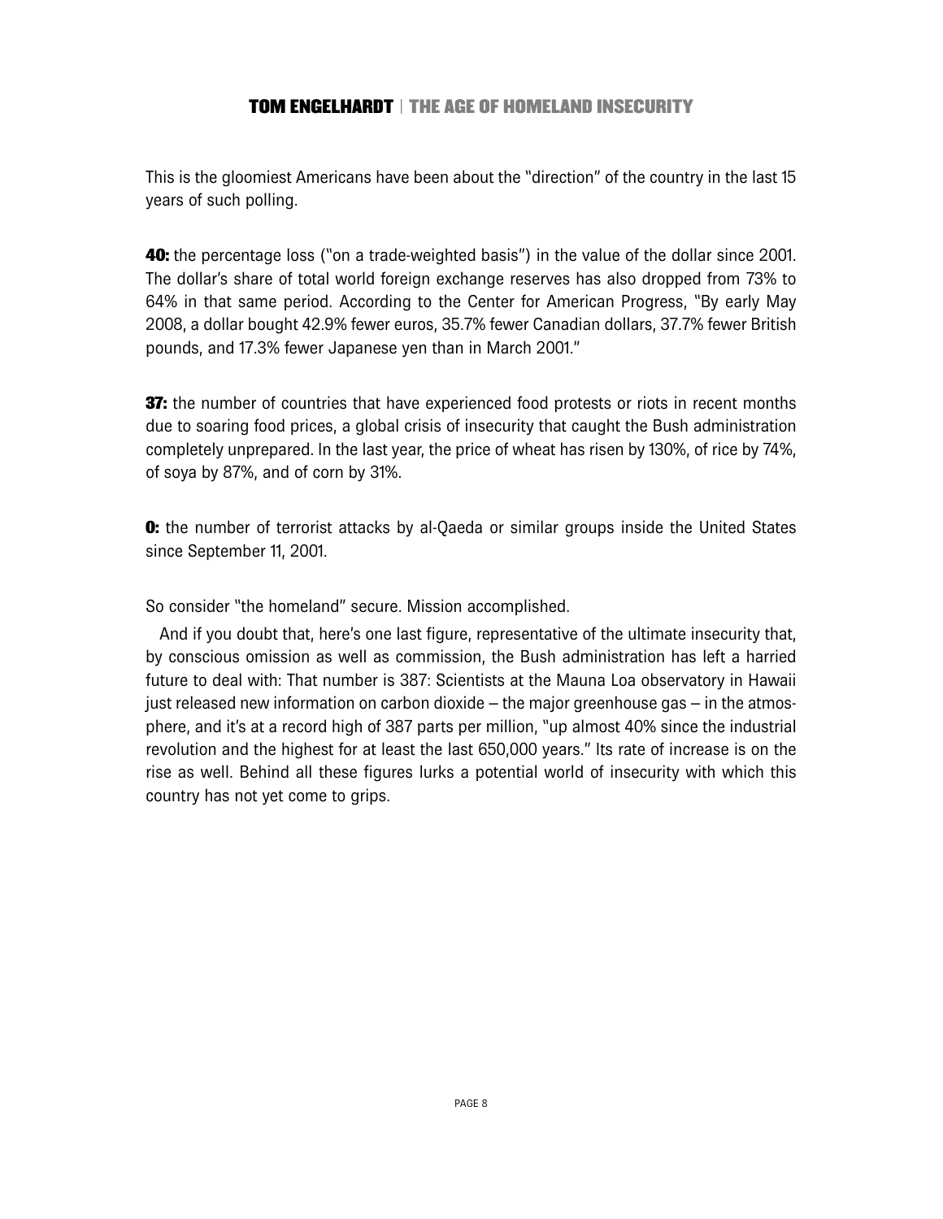This is the gloomiest Americans have been about the "direction" of the country in the last 15 years of such polling.

**40:** the percentage loss ("on a trade-weighted basis") in the value of the dollar since 2001. The dollar's share of total world foreign exchange reserves has also dropped from 73% to 64% in that same period. According to the Center for American Progress, "By early May 2008, a dollar bought 42.9% fewer euros, 35.7% fewer Canadian dollars, 37.7% fewer British pounds, and 17.3% fewer Japanese yen than in March 2001."

**37:** the number of countries that have experienced food protests or riots in recent months due to soaring food prices, a global crisis of insecurity that caught the Bush administration completely unprepared. In the last year, the price of wheat has risen by 130%, of rice by 74%, of soya by 87%, and of corn by 31%.

**0:** the number of terrorist attacks by al-Qaeda or similar groups inside the United States since September 11, 2001.

So consider "the homeland" secure. Mission accomplished.

And if you doubt that, here's one last figure, representative of the ultimate insecurity that, by conscious omission as well as commission, the Bush administration has left a harried future to deal with: That number is 387: Scientists at the Mauna Loa observatory in Hawaii just released new information on carbon dioxide – the major greenhouse gas – in the atmosphere, and it's at a record high of 387 parts per million, "up almost 40% since the industrial revolution and the highest for at least the last 650,000 years." Its rate of increase is on the rise as well. Behind all these figures lurks a potential world of insecurity with which this country has not yet come to grips.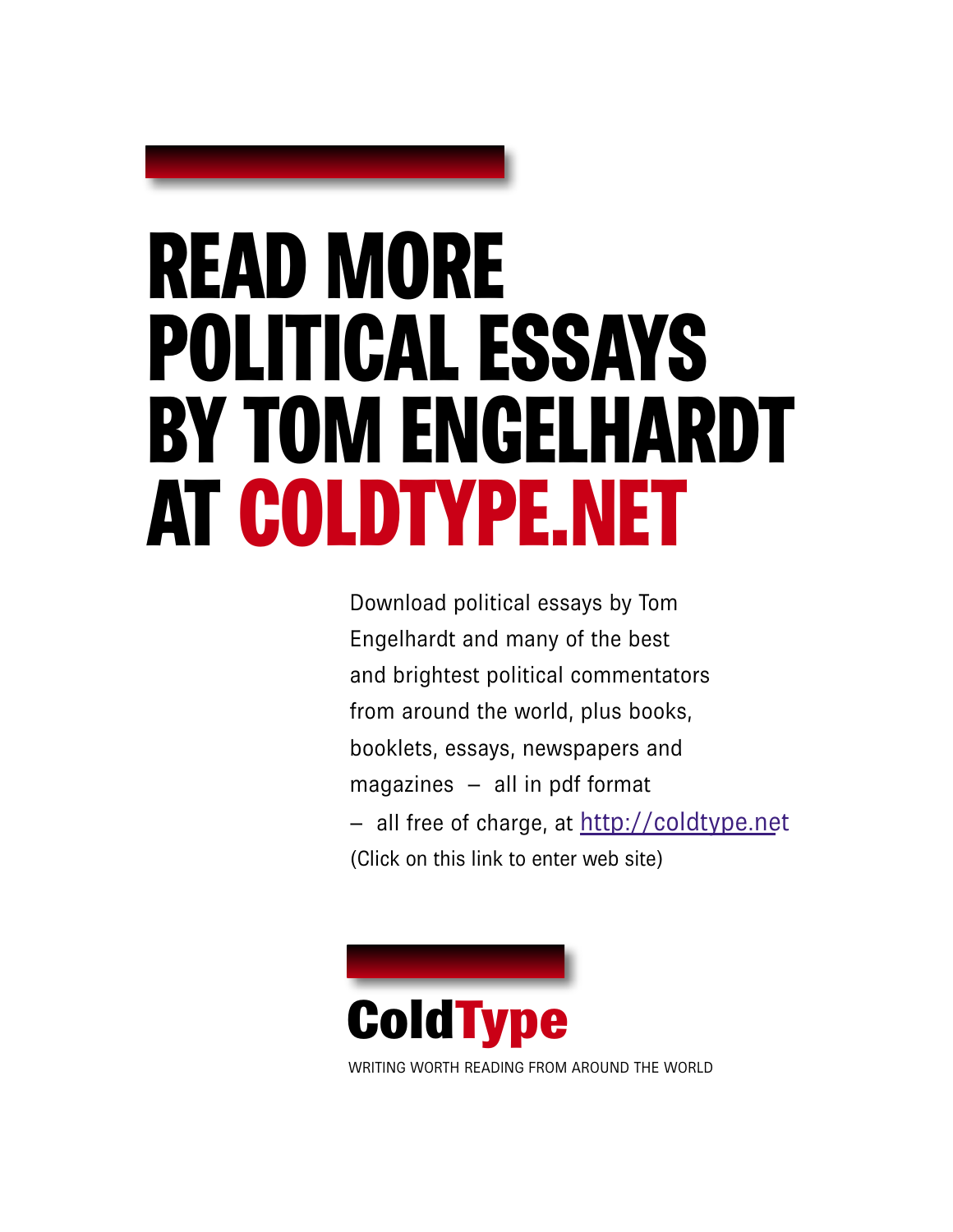# READ MORE POLITICAL ESSAYS BY TOM ENGELHARDT AT COLDTYPE.NET

Download political essays by Tom Engelhardt and many of the best and brightest political commentators from around the world, plus books, booklets, essays, newspapers and magazines – all in pdf format – all free of charge, at http://coldtype.net (Click on this link to enter web site)

**ColdType**

WRITING WORTH READING FROM AROUND THE WORLD